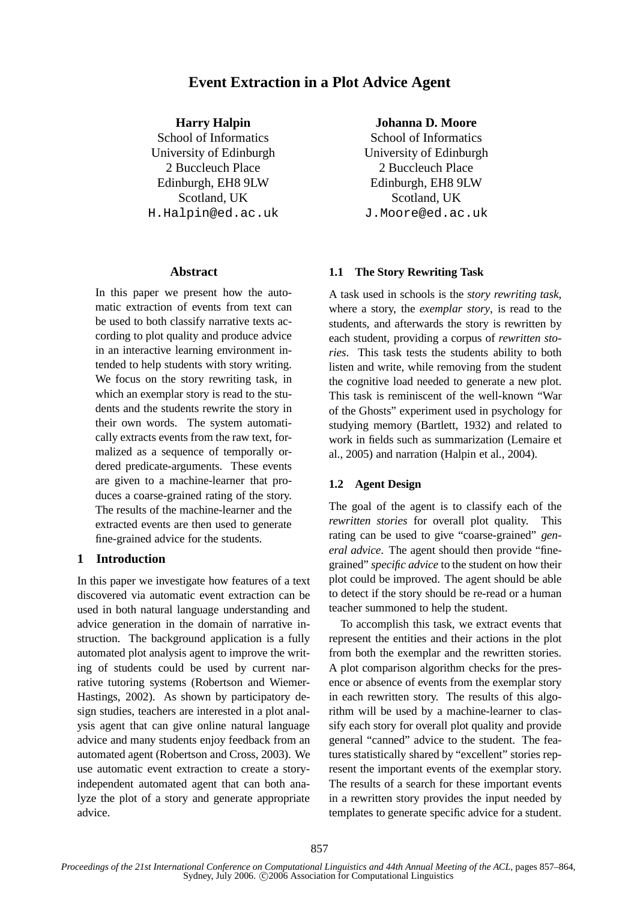# Event Extraction in a Plot Advice Agent

**Harry Halpin**
School of Informatics
University of Edinburgh
2 Buccleuch Place
Edinburgh, EH8 9LW
Scotland, UK
H.Halpin@ed.ac.uk

**Johanna D. Moore**
School of Informatics
University of Edinburgh
2 Buccleuch Place
Edinburgh, EH8 9LW
Scotland, UK
J.Moore@ed.ac.uk

## Abstract

In this paper we present how the automatic extraction of events from text can be used to both classify narrative texts according to plot quality and produce advice in an interactive learning environment intended to help students with story writing. We focus on the story rewriting task, in which an exemplar story is read to the students and the students rewrite the story in their own words. The system automatically extracts events from the raw text, formalized as a sequence of temporally ordered predicate-arguments. These events are given to a machine-learner that produces a coarse-grained rating of the story. The results of the machine-learner and the extracted events are then used to generate fine-grained advice for the students.

## 1 Introduction

In this paper we investigate how features of a text discovered via automatic event extraction can be used in both natural language understanding and advice generation in the domain of narrative instruction. The background application is a fully automated plot analysis agent to improve the writing of students could be used by current narrative tutoring systems (Robertson and Wiemer-Hastings, 2002). As shown by participatory design studies, teachers are interested in a plot analysis agent that can give online natural language advice and many students enjoy feedback from an automated agent (Robertson and Cross, 2003). We use automatic event extraction to create a story-independent automated agent that can both analyze the plot of a story and generate appropriate advice.

### 1.1 The Story Rewriting Task

A task used in schools is the *story rewriting task*, where a story, the *exemplar story*, is read to the students, and afterwards the story is rewritten by each student, providing a corpus of *rewritten stories*. This task tests the students ability to both listen and write, while removing from the student the cognitive load needed to generate a new plot. This task is reminiscent of the well-known "War of the Ghosts" experiment used in psychology for studying memory (Bartlett, 1932) and related to work in fields such as summarization (Lemaire et al., 2005) and narration (Halpin et al., 2004).

### 1.2 Agent Design

The goal of the agent is to classify each of the *rewritten stories* for overall plot quality. This rating can be used to give "coarse-grained" *general advice*. The agent should then provide "fine-grained" *specific advice* to the student on how their plot could be improved. The agent should be able to detect if the story should be re-read or a human teacher summoned to help the student.

To accomplish this task, we extract events that represent the entities and their actions in the plot from both the exemplar and the rewritten stories. A plot comparison algorithm checks for the presence or absence of events from the exemplar story in each rewritten story. The results of this algorithm will be used by a machine-learner to classify each story for overall plot quality and provide general "canned" advice to the student. The features statistically shared by "excellent" stories represent the important events of the exemplar story. The results of a search for these important events in a rewritten story provides the input needed by templates to generate specific advice for a student.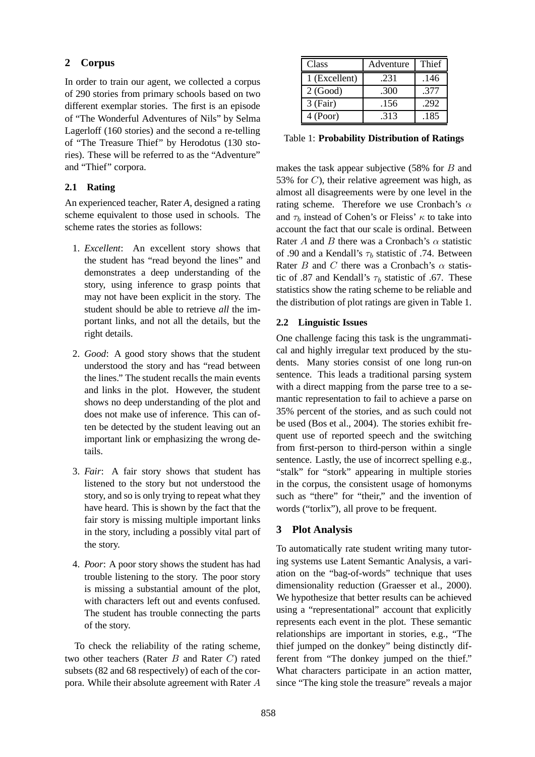## 2 Corpus

In order to train our agent, we collected a corpus of 290 stories from primary schools based on two different exemplar stories. The first is an episode of "The Wonderful Adventures of Nils" by Selma Lagerloff (160 stories) and the second a re-telling of "The Treasure Thief" by Herodotus (130 stories). These will be referred to as the "Adventure" and "Thief" corpora.

### 2.1 Rating

An experienced teacher, Rater *A*, designed a rating scheme equivalent to those used in schools. The scheme rates the stories as follows:

1. *Excellent*: An excellent story shows that the student has "read beyond the lines" and demonstrates a deep understanding of the story, using inference to grasp points that may not have been explicit in the story. The student should be able to retrieve *all* the important links, and not all the details, but the right details.
2. *Good*: A good story shows that the student understood the story and has "read between the lines." The student recalls the main events and links in the plot. However, the student shows no deep understanding of the plot and does not make use of inference. This can often be detected by the student leaving out an important link or emphasizing the wrong details.
3. *Fair*: A fair story shows that student has listened to the story but not understood the story, and so is only trying to repeat what they have heard. This is shown by the fact that the fair story is missing multiple important links in the story, including a possibly vital part of the story.
4. *Poor*: A poor story shows the student has had trouble listening to the story. The poor story is missing a substantial amount of the plot, with characters left out and events confused. The student has trouble connecting the parts of the story.

To check the reliability of the rating scheme, two other teachers (Rater $B$ and Rater $C$) rated subsets (82 and 68 respectively) of each of the corpora. While their absolute agreement with Rater $A$ makes the task appear subjective (58% for $B$ and 53% for $C$), their relative agreement was high, as almost all disagreements were by one level in the rating scheme. Therefore we use Cronbach's $\alpha$ and $\tau_b$ instead of Cohen's or Fleiss' $\kappa$ to take into account the fact that our scale is ordinal. Between Rater $A$ and $B$ there was a Cronbach's $\alpha$ statistic of .90 and a Kendall's $\tau_b$ statistic of .74. Between Rater $B$ and $C$ there was a Cronbach's $\alpha$ statistic of .87 and Kendall's $\tau_b$ statistic of .67. These statistics show the rating scheme to be reliable and the distribution of plot ratings are given in Table 1.

| Class | Adventure | Thief |
|---|---|---|
| 1 (Excellent) | .231 | .146 |
| 2 (Good) | .300 | .377 |
| 3 (Fair) | .156 | .292 |
| 4 (Poor) | .313 | .185 |

Table 1: **Probability Distribution of Ratings**

### 2.2 Linguistic Issues

One challenge facing this task is the ungrammatical and highly irregular text produced by the students. Many stories consist of one long run-on sentence. This leads a traditional parsing system with a direct mapping from the parse tree to a semantic representation to fail to achieve a parse on 35% percent of the stories, and as such could not be used (Bos et al., 2004). The stories exhibit frequent use of reported speech and the switching from first-person to third-person within a single sentence. Lastly, the use of incorrect spelling e.g., "stalk" for "stork" appearing in multiple stories in the corpus, the consistent usage of homonyms such as "there" for "their," and the invention of words ("torlix"), all prove to be frequent.

## 3 Plot Analysis

To automatically rate student writing many tutoring systems use Latent Semantic Analysis, a variation on the "bag-of-words" technique that uses dimensionality reduction (Graesser et al., 2000). We hypothesize that better results can be achieved using a "representational" account that explicitly represents each event in the plot. These semantic relationships are important in stories, e.g., "The thief jumped on the donkey" being distinctly different from "The donkey jumped on the thief." What characters participate in an action matter, since "The king stole the treasure" reveals a major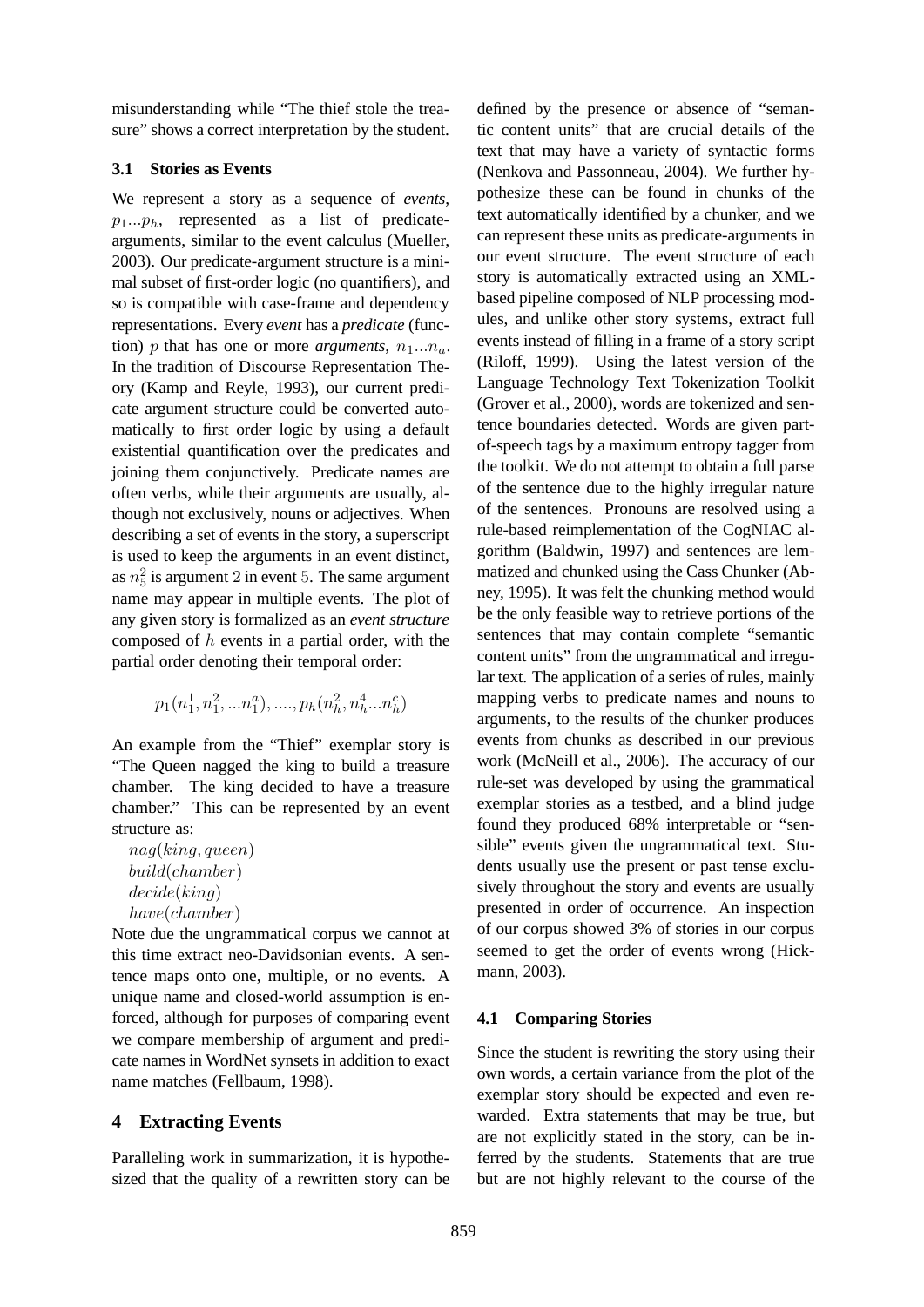misunderstanding while "The thief stole the treasure" shows a correct interpretation by the student.

### 3.1 Stories as Events

We represent a story as a sequence of *events*, $p_1...p_h$, represented as a list of predicate-arguments, similar to the event calculus (Mueller, 2003). Our predicate-argument structure is a minimal subset of first-order logic (no quantifiers), and so is compatible with case-frame and dependency representations. Every *event* has a *predicate* (function) $p$ that has one or more *arguments*, $n_1...n_a$. In the tradition of Discourse Representation Theory (Kamp and Reyle, 1993), our current predicate argument structure could be converted automatically to first order logic by using a default existential quantification over the predicates and joining them conjunctively. Predicate names are often verbs, while their arguments are usually, although not exclusively, nouns or adjectives. When describing a set of events in the story, a superscript is used to keep the arguments in an event distinct, as $n_5^2$ is argument 2 in event 5. The same argument name may appear in multiple events. The plot of any given story is formalized as an *event structure* composed of $h$ events in a partial order, with the partial order denoting their temporal order:

$$p_1(n_1^1, n_1^2, ...n_1^a), ....., p_h(n_h^2, n_h^4 ...n_h^c)$$

An example from the "Thief" exemplar story is "The Queen nagged the king to build a treasure chamber. The king decided to have a treasure chamber." This can be represented by an event structure as:

$nag(king, queen)$
$build(chamber)$
$decide(king)$
$have(chamber)$

Note due the ungrammatical corpus we cannot at this time extract neo-Davidsonian events. A sentence maps onto one, multiple, or no events. A unique name and closed-world assumption is enforced, although for purposes of comparing event we compare membership of argument and predicate names in WordNet synsets in addition to exact name matches (Fellbaum, 1998).

## 4 Extracting Events

Paralleling work in summarization, it is hypothesized that the quality of a rewritten story can be defined by the presence or absence of "semantic content units" that are crucial details of the text that may have a variety of syntactic forms (Nenkova and Passonneau, 2004). We further hypothesize these can be found in chunks of the text automatically identified by a chunker, and we can represent these units as predicate-arguments in our event structure. The event structure of each story is automatically extracted using an XML-based pipeline composed of NLP processing modules, and unlike other story systems, extract full events instead of filling in a frame of a story script (Riloff, 1999). Using the latest version of the Language Technology Text Tokenization Toolkit (Grover et al., 2000), words are tokenized and sentence boundaries detected. Words are given part-of-speech tags by a maximum entropy tagger from the toolkit. We do not attempt to obtain a full parse of the sentence due to the highly irregular nature of the sentences. Pronouns are resolved using a rule-based reimplementation of the CogNIAC algorithm (Baldwin, 1997) and sentences are lemmatized and chunked using the Cass Chunker (Abney, 1995). It was felt the chunking method would be the only feasible way to retrieve portions of the sentences that may contain complete "semantic content units" from the ungrammatical and irregular text. The application of a series of rules, mainly mapping verbs to predicate names and nouns to arguments, to the results of the chunker produces events from chunks as described in our previous work (McNeill et al., 2006). The accuracy of our rule-set was developed by using the grammatical exemplar stories as a testbed, and a blind judge found they produced 68% interpretable or "sensible" events given the ungrammatical text. Students usually use the present or past tense exclusively throughout the story and events are usually presented in order of occurrence. An inspection of our corpus showed 3% of stories in our corpus seemed to get the order of events wrong (Hickmann, 2003).

### 4.1 Comparing Stories

Since the student is rewriting the story using their own words, a certain variance from the plot of the exemplar story should be expected and even rewarded. Extra statements that may be true, but are not explicitly stated in the story, can be inferred by the students. Statements that are true but are not highly relevant to the course of the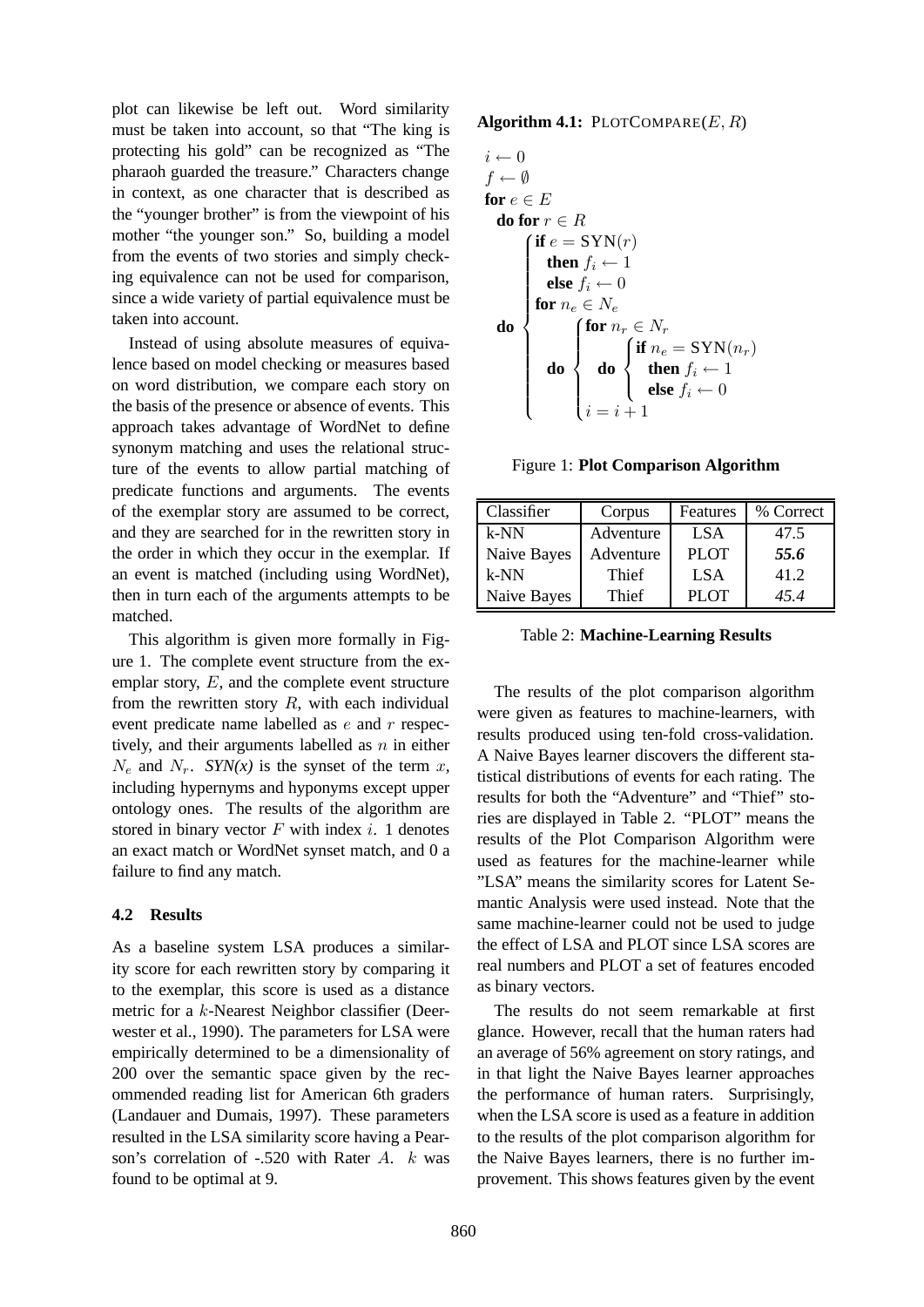plot can likewise be left out. Word similarity must be taken into account, so that "The king is protecting his gold" can be recognized as "The pharaoh guarded the treasure." Characters change in context, as one character that is described as the "younger brother" is from the viewpoint of his mother "the younger son." So, building a model from the events of two stories and simply checking equivalence can not be used for comparison, since a wide variety of partial equivalence must be taken into account.

Instead of using absolute measures of equivalence based on model checking or measures based on word distribution, we compare each story on the basis of the presence or absence of events. This approach takes advantage of WordNet to define synonym matching and uses the relational structure of the events to allow partial matching of predicate functions and arguments. The events of the exemplar story are assumed to be correct, and they are searched for in the rewritten story in the order in which they occur in the exemplar. If an event is matched (including using WordNet), then in turn each of the arguments attempts to be matched.

This algorithm is given more formally in Figure 1. The complete event structure from the exemplar story, $E$, and the complete event structure from the rewritten story $R$, with each individual event predicate name labelled as $e$ and $r$ respectively, and their arguments labelled as $n$ in either $N_e$ and $N_r$. *SYN(x)* is the synset of the term $x$, including hypernyms and hyponyms except upper ontology ones. The results of the algorithm are stored in binary vector $F$ with index $i$. 1 denotes an exact match or WordNet synset match, and 0 a failure to find any match.

**Algorithm 4.1:** PLOTCOMPARE($E, R$)

$i \leftarrow 0$
$f \leftarrow \emptyset$
**for** $e \in E$
 **do for** $r \in R$
 **do** {
  **if** $e = \mathrm{SYN}(r)$
   **then** $f_i \leftarrow 1$
   **else** $f_i \leftarrow 0$
  **for** $n_e \in N_e$
  **do** {
   **for** $n_r \in N_r$
   **do** {
    **if** $n_e = \mathrm{SYN}(n_r)$
     **then** $f_i \leftarrow 1$
     **else** $f_i \leftarrow 0$ }
   $i = i + 1$ } }

Figure 1: **Plot Comparison Algorithm**

### 4.2 Results

As a baseline system LSA produces a similarity score for each rewritten story by comparing it to the exemplar, this score is used as a distance metric for a $k$-Nearest Neighbor classifier (Deerwester et al., 1990). The parameters for LSA were empirically determined to be a dimensionality of 200 over the semantic space given by the recommended reading list for American 6th graders (Landauer and Dumais, 1997). These parameters resulted in the LSA similarity score having a Pearson's correlation of -.520 with Rater $A$. $k$ was found to be optimal at 9.

| Classifier | Corpus | Features | % Correct |
|---|---|---|---|
| k-NN | Adventure | LSA | 47.5 |
| Naive Bayes | Adventure | PLOT | ***55.6*** |
| k-NN | Thief | LSA | 41.2 |
| Naive Bayes | Thief | PLOT | *45.4* |

Table 2: **Machine-Learning Results**

The results of the plot comparison algorithm were given as features to machine-learners, with results produced using ten-fold cross-validation. A Naive Bayes learner discovers the different statistical distributions of events for each rating. The results for both the "Adventure" and "Thief" stories are displayed in Table 2. "PLOT" means the results of the Plot Comparison Algorithm were used as features for the machine-learner while "LSA" means the similarity scores for Latent Semantic Analysis were used instead. Note that the same machine-learner could not be used to judge the effect of LSA and PLOT since LSA scores are real numbers and PLOT a set of features encoded as binary vectors.

The results do not seem remarkable at first glance. However, recall that the human raters had an average of 56% agreement on story ratings, and in that light the Naive Bayes learner approaches the performance of human raters. Surprisingly, when the LSA score is used as a feature in addition to the results of the plot comparison algorithm for the Naive Bayes learners, there is no further improvement. This shows features given by the event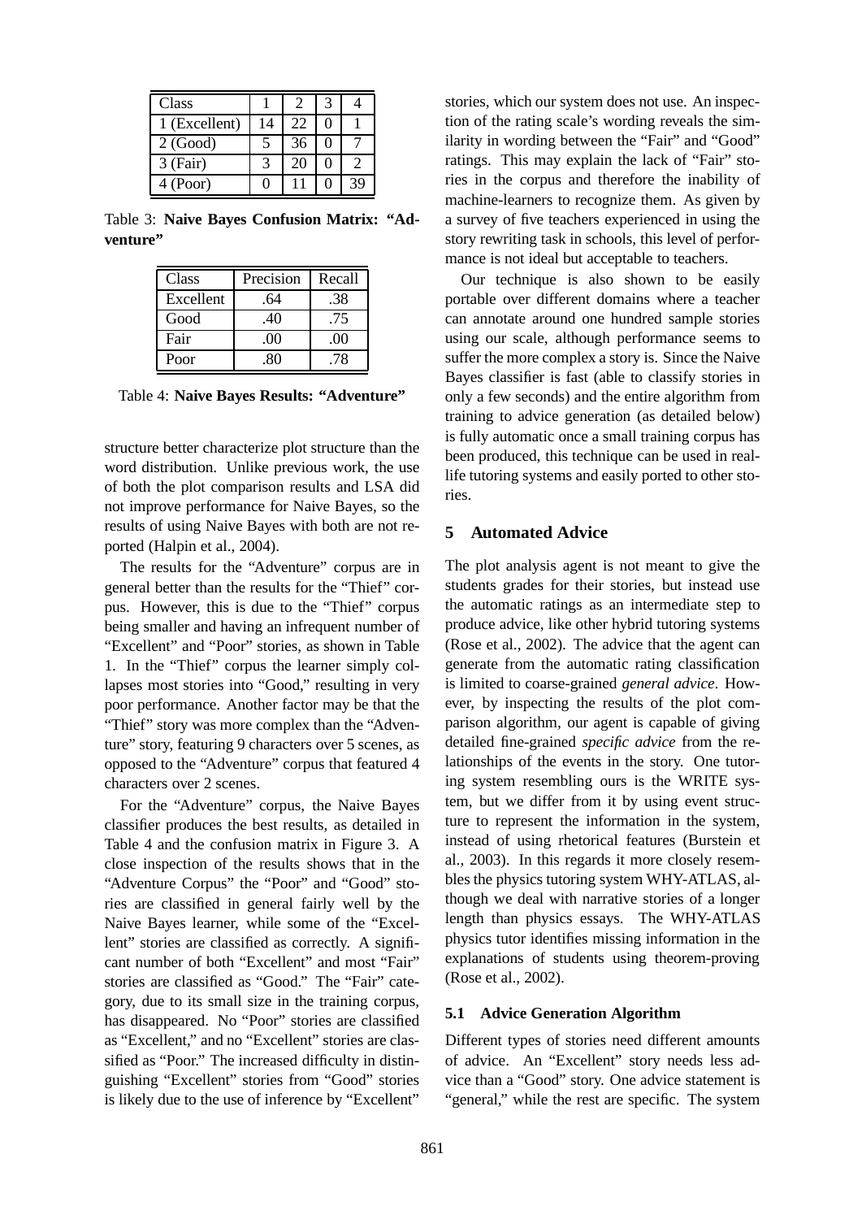| Class | 1 | 2 | 3 | 4 |
|---|---|---|---|---|
| 1 (Excellent) | 14 | 22 | 0 | 1 |
| 2 (Good) | 5 | 36 | 0 | 7 |
| 3 (Fair) | 3 | 20 | 0 | 2 |
| 4 (Poor) | 0 | 11 | 0 | 39 |

Table 3: **Naive Bayes Confusion Matrix: "Adventure"**

| Class | Precision | Recall |
|---|---|---|
| Excellent | .64 | .38 |
| Good | .40 | .75 |
| Fair | .00 | .00 |
| Poor | .80 | .78 |

Table 4: **Naive Bayes Results: "Adventure"**

structure better characterize plot structure than the word distribution. Unlike previous work, the use of both the plot comparison results and LSA did not improve performance for Naive Bayes, so the results of using Naive Bayes with both are not reported (Halpin et al., 2004).

The results for the "Adventure" corpus are in general better than the results for the "Thief" corpus. However, this is due to the "Thief" corpus being smaller and having an infrequent number of "Excellent" and "Poor" stories, as shown in Table 1. In the "Thief" corpus the learner simply collapses most stories into "Good," resulting in very poor performance. Another factor may be that the "Thief" story was more complex than the "Adventure" story, featuring 9 characters over 5 scenes, as opposed to the "Adventure" corpus that featured 4 characters over 2 scenes.

For the "Adventure" corpus, the Naive Bayes classifier produces the best results, as detailed in Table 4 and the confusion matrix in Figure 3. A close inspection of the results shows that in the "Adventure Corpus" the "Poor" and "Good" stories are classified in general fairly well by the Naive Bayes learner, while some of the "Excellent" stories are classified as correctly. A significant number of both "Excellent" and most "Fair" stories are classified as "Good." The "Fair" category, due to its small size in the training corpus, has disappeared. No "Poor" stories are classified as "Excellent," and no "Excellent" stories are classified as "Poor." The increased difficulty in distinguishing "Excellent" stories from "Good" stories is likely due to the use of inference by "Excellent" stories, which our system does not use. An inspection of the rating scale's wording reveals the similarity in wording between the "Fair" and "Good" ratings. This may explain the lack of "Fair" stories in the corpus and therefore the inability of machine-learners to recognize them. As given by a survey of five teachers experienced in using the story rewriting task in schools, this level of performance is not ideal but acceptable to teachers.

Our technique is also shown to be easily portable over different domains where a teacher can annotate around one hundred sample stories using our scale, although performance seems to suffer the more complex a story is. Since the Naive Bayes classifier is fast (able to classify stories in only a few seconds) and the entire algorithm from training to advice generation (as detailed below) is fully automatic once a small training corpus has been produced, this technique can be used in real-life tutoring systems and easily ported to other stories.

## 5 Automated Advice

The plot analysis agent is not meant to give the students grades for their stories, but instead use the automatic ratings as an intermediate step to produce advice, like other hybrid tutoring systems (Rose et al., 2002). The advice that the agent can generate from the automatic rating classification is limited to coarse-grained *general advice*. However, by inspecting the results of the plot comparison algorithm, our agent is capable of giving detailed fine-grained *specific advice* from the relationships of the events in the story. One tutoring system resembling ours is the WRITE system, but we differ from it by using event structure to represent the information in the system, instead of using rhetorical features (Burstein et al., 2003). In this regards it more closely resembles the physics tutoring system WHY-ATLAS, although we deal with narrative stories of a longer length than physics essays. The WHY-ATLAS physics tutor identifies missing information in the explanations of students using theorem-proving (Rose et al., 2002).

### 5.1 Advice Generation Algorithm

Different types of stories need different amounts of advice. An "Excellent" story needs less advice than a "Good" story. One advice statement is "general," while the rest are specific. The system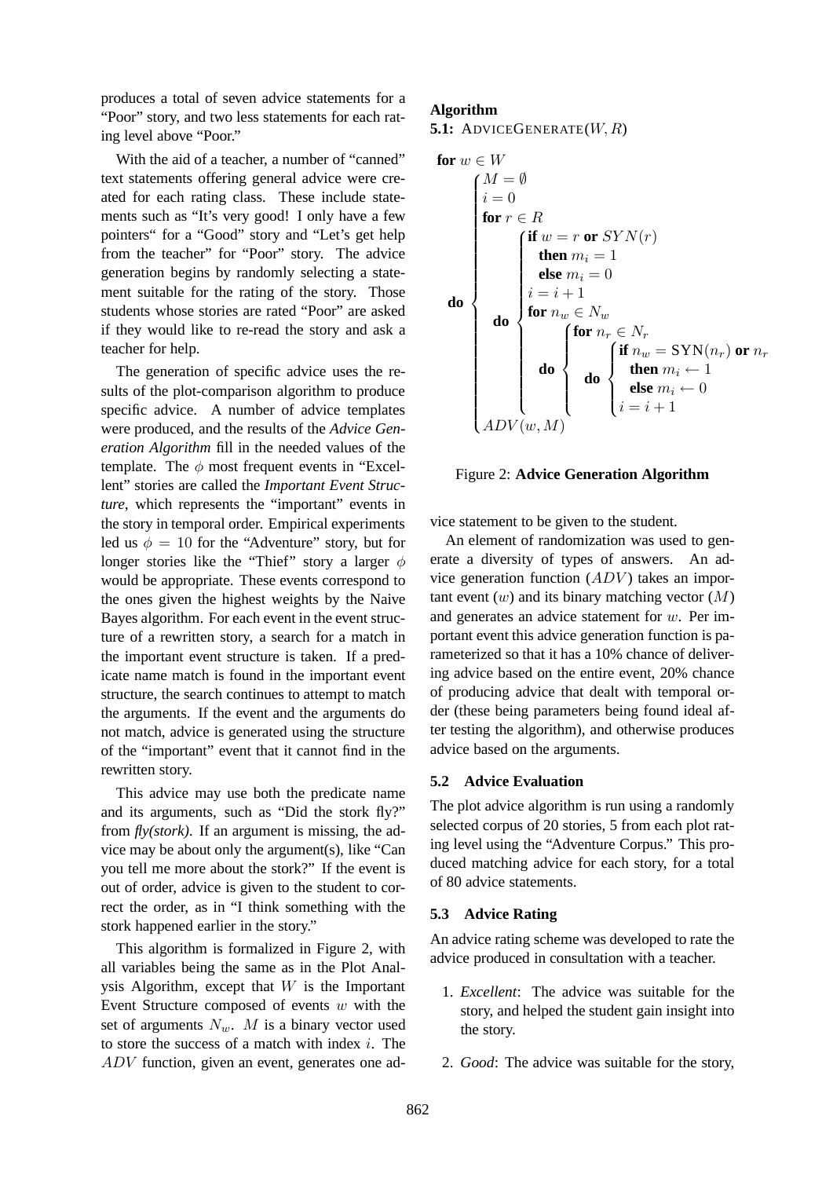produces a total of seven advice statements for a "Poor" story, and two less statements for each rating level above "Poor."

With the aid of a teacher, a number of "canned" text statements offering general advice were created for each rating class. These include statements such as "It's very good! I only have a few pointers" for a "Good" story and "Let's get help from the teacher" for "Poor" story. The advice generation begins by randomly selecting a statement suitable for the rating of the story. Those students whose stories are rated "Poor" are asked if they would like to re-read the story and ask a teacher for help.

The generation of specific advice uses the results of the plot-comparison algorithm to produce specific advice. A number of advice templates were produced, and the results of the *Advice Generation Algorithm* fill in the needed values of the template. The $\phi$ most frequent events in "Excellent" stories are called the *Important Event Structure*, which represents the "important" events in the story in temporal order. Empirical experiments led us $\phi = 10$ for the "Adventure" story, but for longer stories like the "Thief" story a larger $\phi$ would be appropriate. These events correspond to the ones given the highest weights by the Naive Bayes algorithm. For each event in the event structure of a rewritten story, a search for a match in the important event structure is taken. If a predicate name match is found in the important event structure, the search continues to attempt to match the arguments. If the event and the arguments do not match, advice is generated using the structure of the "important" event that it cannot find in the rewritten story.

This advice may use both the predicate name and its arguments, such as "Did the stork fly?" from *fly(stork)*. If an argument is missing, the advice may be about only the argument(s), like "Can you tell me more about the stork?" If the event is out of order, advice is given to the student to correct the order, as in "I think something with the stork happened earlier in the story."

This algorithm is formalized in Figure 2, with all variables being the same as in the Plot Analysis Algorithm, except that $W$ is the Important Event Structure composed of events $w$ with the set of arguments $N_w$. $M$ is a binary vector used to store the success of a match with index $i$. The $ADV$ function, given an event, generates one advice statement to be given to the student.

**Algorithm 5.1:** ADVICEGENERATE($W, R$)

```
for w ∈ W
  do {
    M = ∅
    i = 0
    for r ∈ R
      do {
        if w = r or SYN(r)
          then m_i = 1
          else m_i = 0
        i = i + 1
        for n_w ∈ N_w
          do {
            for n_r ∈ N_r
              do {
                if n_w = SYN(n_r) or n_r
                  then m_i ← 1
                  else m_i ← 0
                i = i + 1
              }
          }
      }
    ADV(w, M)
  }
```

Figure 2: **Advice Generation Algorithm**

An element of randomization was used to generate a diversity of types of answers. An advice generation function ($ADV$) takes an important event ($w$) and its binary matching vector ($M$) and generates an advice statement for $w$. Per important event this advice generation function is parameterized so that it has a 10% chance of delivering advice based on the entire event, 20% chance of producing advice that dealt with temporal order (these being parameters being found ideal after testing the algorithm), and otherwise produces advice based on the arguments.

### 5.2 Advice Evaluation

The plot advice algorithm is run using a randomly selected corpus of 20 stories, 5 from each plot rating level using the "Adventure Corpus." This produced matching advice for each story, for a total of 80 advice statements.

### 5.3 Advice Rating

An advice rating scheme was developed to rate the advice produced in consultation with a teacher.

1. *Excellent*: The advice was suitable for the story, and helped the student gain insight into the story.
2. *Good*: The advice was suitable for the story,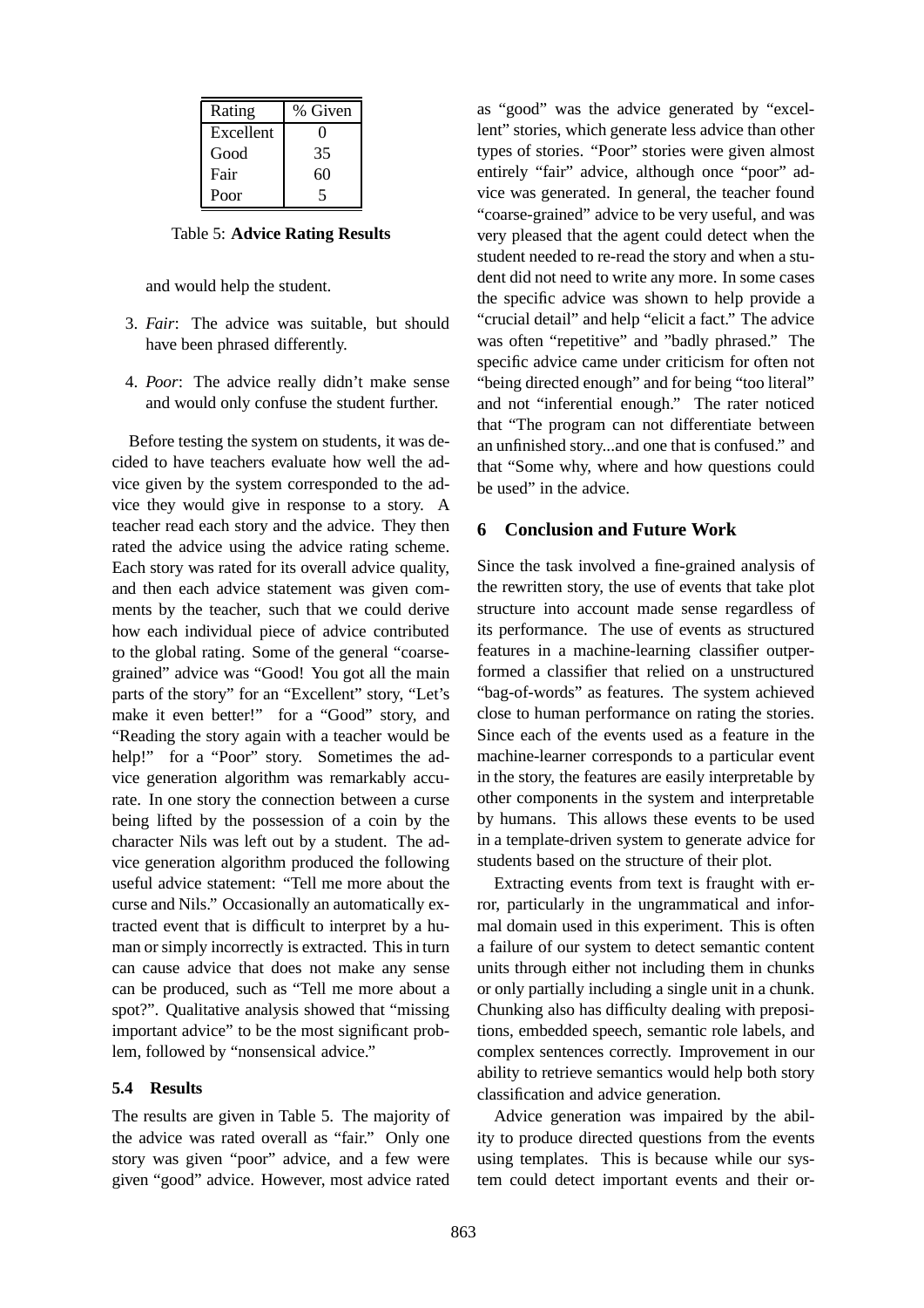| Rating | % Given |
|---|---|
| Excellent | 0 |
| Good | 35 |
| Fair | 60 |
| Poor | 5 |

Table 5: **Advice Rating Results**

and would help the student.

3. *Fair*: The advice was suitable, but should have been phrased differently.

4. *Poor*: The advice really didn't make sense and would only confuse the student further.

Before testing the system on students, it was decided to have teachers evaluate how well the advice given by the system corresponded to the advice they would give in response to a story. A teacher read each story and the advice. They then rated the advice using the advice rating scheme. Each story was rated for its overall advice quality, and then each advice statement was given comments by the teacher, such that we could derive how each individual piece of advice contributed to the global rating. Some of the general "coarse-grained" advice was "Good! You got all the main parts of the story" for an "Excellent" story, "Let's make it even better!" for a "Good" story, and "Reading the story again with a teacher would be help!" for a "Poor" story. Sometimes the advice generation algorithm was remarkably accurate. In one story the connection between a curse being lifted by the possession of a coin by the character Nils was left out by a student. The advice generation algorithm produced the following useful advice statement: "Tell me more about the curse and Nils." Occasionally an automatically extracted event that is difficult to interpret by a human or simply incorrectly is extracted. This in turn can cause advice that does not make any sense can be produced, such as "Tell me more about a spot?". Qualitative analysis showed that "missing important advice" to be the most significant problem, followed by "nonsensical advice."

### 5.4 Results

The results are given in Table 5. The majority of the advice was rated overall as "fair." Only one story was given "poor" advice, and a few were given "good" advice. However, most advice rated as "good" was the advice generated by "excellent" stories, which generate less advice than other types of stories. "Poor" stories were given almost entirely "fair" advice, although once "poor" advice was generated. In general, the teacher found "coarse-grained" advice to be very useful, and was very pleased that the agent could detect when the student needed to re-read the story and when a student did not need to write any more. In some cases the specific advice was shown to help provide a "crucial detail" and help "elicit a fact." The advice was often "repetitive" and "badly phrased." The specific advice came under criticism for often not "being directed enough" and for being "too literal" and not "inferential enough." The rater noticed that "The program can not differentiate between an unfinished story...and one that is confused." and that "Some why, where and how questions could be used" in the advice.

## 6 Conclusion and Future Work

Since the task involved a fine-grained analysis of the rewritten story, the use of events that take plot structure into account made sense regardless of its performance. The use of events as structured features in a machine-learning classifier outperformed a classifier that relied on a unstructured "bag-of-words" as features. The system achieved close to human performance on rating the stories. Since each of the events used as a feature in the machine-learner corresponds to a particular event in the story, the features are easily interpretable by other components in the system and interpretable by humans. This allows these events to be used in a template-driven system to generate advice for students based on the structure of their plot.

Extracting events from text is fraught with error, particularly in the ungrammatical and informal domain used in this experiment. This is often a failure of our system to detect semantic content units through either not including them in chunks or only partially including a single unit in a chunk. Chunking also has difficulty dealing with prepositions, embedded speech, semantic role labels, and complex sentences correctly. Improvement in our ability to retrieve semantics would help both story classification and advice generation.

Advice generation was impaired by the ability to produce directed questions from the events using templates. This is because while our system could detect important events and their or-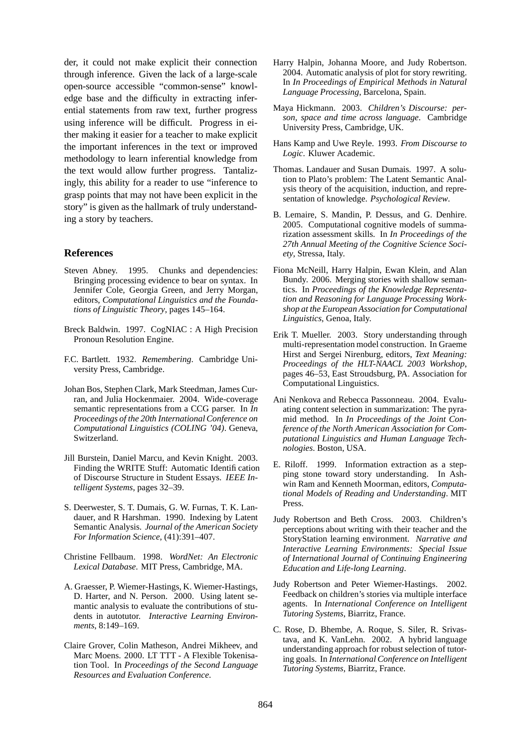der, it could not make explicit their connection through inference. Given the lack of a large-scale open-source accessible "common-sense" knowledge base and the difficulty in extracting inferential statements from raw text, further progress using inference will be difficult. Progress in either making it easier for a teacher to make explicit the important inferences in the text or improved methodology to learn inferential knowledge from the text would allow further progress. Tantalizingly, this ability for a reader to use "inference to grasp points that may not have been explicit in the story" is given as the hallmark of truly understanding a story by teachers.

## References

Steven Abney. 1995. Chunks and dependencies: Bringing processing evidence to bear on syntax. In Jennifer Cole, Georgia Green, and Jerry Morgan, editors, *Computational Linguistics and the Foundations of Linguistic Theory*, pages 145–164.

Breck Baldwin. 1997. CogNIAC : A High Precision Pronoun Resolution Engine.

F.C. Bartlett. 1932. *Remembering*. Cambridge University Press, Cambridge.

Johan Bos, Stephen Clark, Mark Steedman, James Curran, and Julia Hockenmaier. 2004. Wide-coverage semantic representations from a CCG parser. In *In Proceedings of the 20th International Conference on Computational Linguistics (COLING '04)*. Geneva, Switzerland.

Jill Burstein, Daniel Marcu, and Kevin Knight. 2003. Finding the WRITE Stuff: Automatic Identification of Discourse Structure in Student Essays. *IEEE Intelligent Systems*, pages 32–39.

S. Deerwester, S. T. Dumais, G. W. Furnas, T. K. Landauer, and R Harshman. 1990. Indexing by Latent Semantic Analysis. *Journal of the American Society For Information Science*, (41):391–407.

Christine Fellbaum. 1998. *WordNet: An Electronic Lexical Database*. MIT Press, Cambridge, MA.

A. Graesser, P. Wiemer-Hastings, K. Wiemer-Hastings, D. Harter, and N. Person. 2000. Using latent semantic analysis to evaluate the contributions of students in autotutor. *Interactive Learning Environments*, 8:149–169.

Claire Grover, Colin Matheson, Andrei Mikheev, and Marc Moens. 2000. LT TTT - A Flexible Tokenisation Tool. In *Proceedings of the Second Language Resources and Evaluation Conference*.

Harry Halpin, Johanna Moore, and Judy Robertson. 2004. Automatic analysis of plot for story rewriting. In *In Proceedings of Empirical Methods in Natural Language Processing*, Barcelona, Spain.

Maya Hickmann. 2003. *Children's Discourse: person, space and time across language*. Cambridge University Press, Cambridge, UK.

Hans Kamp and Uwe Reyle. 1993. *From Discourse to Logic*. Kluwer Academic.

Thomas. Landauer and Susan Dumais. 1997. A solution to Plato's problem: The Latent Semantic Analysis theory of the acquisition, induction, and representation of knowledge. *Psychological Review*.

B. Lemaire, S. Mandin, P. Dessus, and G. Denhire. 2005. Computational cognitive models of summarization assessment skills. In *In Proceedings of the 27th Annual Meeting of the Cognitive Science Society*, Stressa, Italy.

Fiona McNeill, Harry Halpin, Ewan Klein, and Alan Bundy. 2006. Merging stories with shallow semantics. In *Proceedings of the Knowledge Representation and Reasoning for Language Processing Workshop at the European Association for Computational Linguistics*, Genoa, Italy.

Erik T. Mueller. 2003. Story understanding through multi-representation model construction. In Graeme Hirst and Sergei Nirenburg, editors, *Text Meaning: Proceedings of the HLT-NAACL 2003 Workshop*, pages 46–53, East Stroudsburg, PA. Association for Computational Linguistics.

Ani Nenkova and Rebecca Passonneau. 2004. Evaluating content selection in summarization: The pyramid method. In *In Proceedings of the Joint Conference of the North American Association for Computational Linguistics and Human Language Technologies*. Boston, USA.

E. Riloff. 1999. Information extraction as a stepping stone toward story understanding. In Ashwin Ram and Kenneth Moorman, editors, *Computational Models of Reading and Understanding*. MIT Press.

Judy Robertson and Beth Cross. 2003. Children's perceptions about writing with their teacher and the StoryStation learning environment. *Narrative and Interactive Learning Environments: Special Issue of International Journal of Continuing Engineering Education and Life-long Learning*.

Judy Robertson and Peter Wiemer-Hastings. 2002. Feedback on children's stories via multiple interface agents. In *International Conference on Intelligent Tutoring Systems*, Biarritz, France.

C. Rose, D. Bhembe, A. Roque, S. Siler, R. Srivastava, and K. VanLehn. 2002. A hybrid language understanding approach for robust selection of tutoring goals. In *International Conference on Intelligent Tutoring Systems*, Biarritz, France.